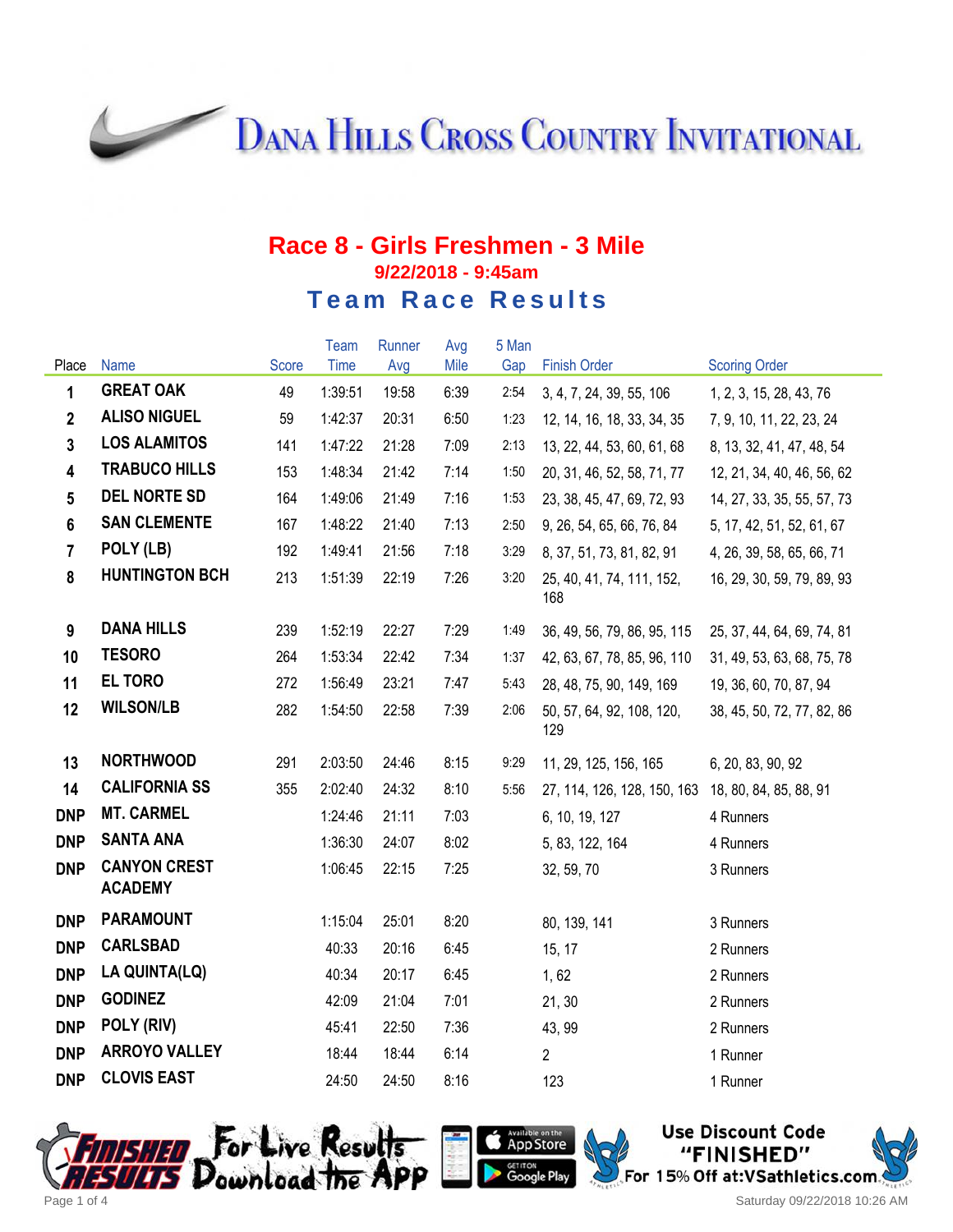# DANA HILLS CROSS COUNTRY INVITATIONAL

## Race 8 - Girls Freshmen - 3 Mile

**9/22/2018 - 9:45am**

### Team Race Results

| Place | Name | Score | Team Time | Runner Avg | Avg Mile | 5 Man Gap | Finish Order | Scoring Order |
|---|---|---|---|---|---|---|---|---|
| 1 | GREAT OAK | 49 | 1:39:51 | 19:58 | 6:39 | 2:54 | 3, 4, 7, 24, 39, 55, 106 | 1, 2, 3, 15, 28, 43, 76 |
| 2 | ALISO NIGUEL | 59 | 1:42:37 | 20:31 | 6:50 | 1:23 | 12, 14, 16, 18, 33, 34, 35 | 7, 9, 10, 11, 22, 23, 24 |
| 3 | LOS ALAMITOS | 141 | 1:47:22 | 21:28 | 7:09 | 2:13 | 13, 22, 44, 53, 60, 61, 68 | 8, 13, 32, 41, 47, 48, 54 |
| 4 | TRABUCO HILLS | 153 | 1:48:34 | 21:42 | 7:14 | 1:50 | 20, 31, 46, 52, 58, 71, 77 | 12, 21, 34, 40, 46, 56, 62 |
| 5 | DEL NORTE SD | 164 | 1:49:06 | 21:49 | 7:16 | 1:53 | 23, 38, 45, 47, 69, 72, 93 | 14, 27, 33, 35, 55, 57, 73 |
| 6 | SAN CLEMENTE | 167 | 1:48:22 | 21:40 | 7:13 | 2:50 | 9, 26, 54, 65, 66, 76, 84 | 5, 17, 42, 51, 52, 61, 67 |
| 7 | POLY (LB) | 192 | 1:49:41 | 21:56 | 7:18 | 3:29 | 8, 37, 51, 73, 81, 82, 91 | 4, 26, 39, 58, 65, 66, 71 |
| 8 | HUNTINGTON BCH | 213 | 1:51:39 | 22:19 | 7:26 | 3:20 | 25, 40, 41, 74, 111, 152, 168 | 16, 29, 30, 59, 79, 89, 93 |
| 9 | DANA HILLS | 239 | 1:52:19 | 22:27 | 7:29 | 1:49 | 36, 49, 56, 79, 86, 95, 115 | 25, 37, 44, 64, 69, 74, 81 |
| 10 | TESORO | 264 | 1:53:34 | 22:42 | 7:34 | 1:37 | 42, 63, 67, 78, 85, 96, 110 | 31, 49, 53, 63, 68, 75, 78 |
| 11 | EL TORO | 272 | 1:56:49 | 23:21 | 7:47 | 5:43 | 28, 48, 75, 90, 149, 169 | 19, 36, 60, 70, 87, 94 |
| 12 | WILSON/LB | 282 | 1:54:50 | 22:58 | 7:39 | 2:06 | 50, 57, 64, 92, 108, 120, 129 | 38, 45, 50, 72, 77, 82, 86 |
| 13 | NORTHWOOD | 291 | 2:03:50 | 24:46 | 8:15 | 9:29 | 11, 29, 125, 156, 165 | 6, 20, 83, 90, 92 |
| 14 | CALIFORNIA SS | 355 | 2:02:40 | 24:32 | 8:10 | 5:56 | 27, 114, 126, 128, 150, 163 | 18, 80, 84, 85, 88, 91 |
| DNP | MT. CARMEL | | 1:24:46 | 21:11 | 7:03 | | 6, 10, 19, 127 | 4 Runners |
| DNP | SANTA ANA | | 1:36:30 | 24:07 | 8:02 | | 5, 83, 122, 164 | 4 Runners |
| DNP | CANYON CREST ACADEMY | | 1:06:45 | 22:15 | 7:25 | | 32, 59, 70 | 3 Runners |
| DNP | PARAMOUNT | | 1:15:04 | 25:01 | 8:20 | | 80, 139, 141 | 3 Runners |
| DNP | CARLSBAD | | 40:33 | 20:16 | 6:45 | | 15, 17 | 2 Runners |
| DNP | LA QUINTA(LQ) | | 40:34 | 20:17 | 6:45 | | 1, 62 | 2 Runners |
| DNP | GODINEZ | | 42:09 | 21:04 | 7:01 | | 21, 30 | 2 Runners |
| DNP | POLY (RIV) | | 45:41 | 22:50 | 7:36 | | 43, 99 | 2 Runners |
| DNP | ARROYO VALLEY | | 18:44 | 18:44 | 6:14 | | 2 | 1 Runner |
| DNP | CLOVIS EAST | | 24:50 | 24:50 | 8:16 | | 123 | 1 Runner |

Finished Results — For Live Results Download the App — Available on the App Store / Get it on Google Play

Use Discount Code "FINISHED" For 15% Off at:VSathletics.com

Saturday 09/22/2018 10:26 AM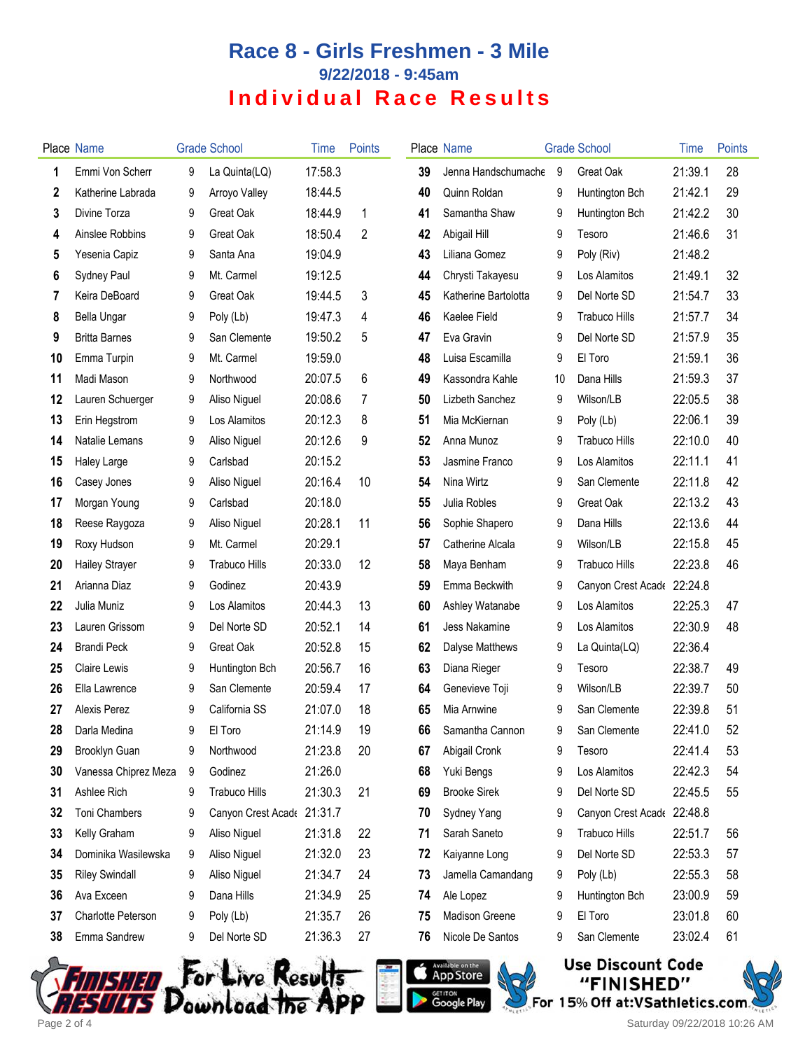# Race 8 - Girls Freshmen - 3 Mile

## 9/22/2018 - 9:45am

## Individual Race Results

| Place | Name | Grade | School | Time | Points |
|---|---|---|---|---|---|
| 1 | Emmi Von Scherr | 9 | La Quinta(LQ) | 17:58.3 | |
| 2 | Katherine Labrada | 9 | Arroyo Valley | 18:44.5 | |
| 3 | Divine Torza | 9 | Great Oak | 18:44.9 | 1 |
| 4 | Ainslee Robbins | 9 | Great Oak | 18:50.4 | 2 |
| 5 | Yesenia Capiz | 9 | Santa Ana | 19:04.9 | |
| 6 | Sydney Paul | 9 | Mt. Carmel | 19:12.5 | |
| 7 | Keira DeBoard | 9 | Great Oak | 19:44.5 | 3 |
| 8 | Bella Ungar | 9 | Poly (Lb) | 19:47.3 | 4 |
| 9 | Britta Barnes | 9 | San Clemente | 19:50.2 | 5 |
| 10 | Emma Turpin | 9 | Mt. Carmel | 19:59.0 | |
| 11 | Madi Mason | 9 | Northwood | 20:07.5 | 6 |
| 12 | Lauren Schuerger | 9 | Aliso Niguel | 20:08.6 | 7 |
| 13 | Erin Hegstrom | 9 | Los Alamitos | 20:12.3 | 8 |
| 14 | Natalie Lemans | 9 | Aliso Niguel | 20:12.6 | 9 |
| 15 | Haley Large | 9 | Carlsbad | 20:15.2 | |
| 16 | Casey Jones | 9 | Aliso Niguel | 20:16.4 | 10 |
| 17 | Morgan Young | 9 | Carlsbad | 20:18.0 | |
| 18 | Reese Raygoza | 9 | Aliso Niguel | 20:28.1 | 11 |
| 19 | Roxy Hudson | 9 | Mt. Carmel | 20:29.1 | |
| 20 | Hailey Strayer | 9 | Trabuco Hills | 20:33.0 | 12 |
| 21 | Arianna Diaz | 9 | Godinez | 20:43.9 | |
| 22 | Julia Muniz | 9 | Los Alamitos | 20:44.3 | 13 |
| 23 | Lauren Grissom | 9 | Del Norte SD | 20:52.1 | 14 |
| 24 | Brandi Peck | 9 | Great Oak | 20:52.8 | 15 |
| 25 | Claire Lewis | 9 | Huntington Bch | 20:56.7 | 16 |
| 26 | Ella Lawrence | 9 | San Clemente | 20:59.4 | 17 |
| 27 | Alexis Perez | 9 | California SS | 21:07.0 | 18 |
| 28 | Darla Medina | 9 | El Toro | 21:14.9 | 19 |
| 29 | Brooklyn Guan | 9 | Northwood | 21:23.8 | 20 |
| 30 | Vanessa Chiprez Meza | 9 | Godinez | 21:26.0 | |
| 31 | Ashlee Rich | 9 | Trabuco Hills | 21:30.3 | 21 |
| 32 | Toni Chambers | 9 | Canyon Crest Acade | 21:31.7 | |
| 33 | Kelly Graham | 9 | Aliso Niguel | 21:31.8 | 22 |
| 34 | Dominika Wasilewska | 9 | Aliso Niguel | 21:32.0 | 23 |
| 35 | Riley Swindall | 9 | Aliso Niguel | 21:34.7 | 24 |
| 36 | Ava Exceen | 9 | Dana Hills | 21:34.9 | 25 |
| 37 | Charlotte Peterson | 9 | Poly (Lb) | 21:35.7 | 26 |
| 38 | Emma Sandrew | 9 | Del Norte SD | 21:36.3 | 27 |
| 39 | Jenna Handschumache | 9 | Great Oak | 21:39.1 | 28 |
| 40 | Quinn Roldan | 9 | Huntington Bch | 21:42.1 | 29 |
| 41 | Samantha Shaw | 9 | Huntington Bch | 21:42.2 | 30 |
| 42 | Abigail Hill | 9 | Tesoro | 21:46.6 | 31 |
| 43 | Liliana Gomez | 9 | Poly (Riv) | 21:48.2 | |
| 44 | Chrysti Takayesu | 9 | Los Alamitos | 21:49.1 | 32 |
| 45 | Katherine Bartolotta | 9 | Del Norte SD | 21:54.7 | 33 |
| 46 | Kaelee Field | 9 | Trabuco Hills | 21:57.7 | 34 |
| 47 | Eva Gravin | 9 | Del Norte SD | 21:57.9 | 35 |
| 48 | Luisa Escamilla | 9 | El Toro | 21:59.1 | 36 |
| 49 | Kassondra Kahle | 10 | Dana Hills | 21:59.3 | 37 |
| 50 | Lizbeth Sanchez | 9 | Wilson/LB | 22:05.5 | 38 |
| 51 | Mia McKiernan | 9 | Poly (Lb) | 22:06.1 | 39 |
| 52 | Anna Munoz | 9 | Trabuco Hills | 22:10.0 | 40 |
| 53 | Jasmine Franco | 9 | Los Alamitos | 22:11.1 | 41 |
| 54 | Nina Wirtz | 9 | San Clemente | 22:11.8 | 42 |
| 55 | Julia Robles | 9 | Great Oak | 22:13.2 | 43 |
| 56 | Sophie Shapero | 9 | Dana Hills | 22:13.6 | 44 |
| 57 | Catherine Alcala | 9 | Wilson/LB | 22:15.8 | 45 |
| 58 | Maya Benham | 9 | Trabuco Hills | 22:23.8 | 46 |
| 59 | Emma Beckwith | 9 | Canyon Crest Acade | 22:24.8 | |
| 60 | Ashley Watanabe | 9 | Los Alamitos | 22:25.3 | 47 |
| 61 | Jess Nakamine | 9 | Los Alamitos | 22:30.9 | 48 |
| 62 | Dalyse Matthews | 9 | La Quinta(LQ) | 22:36.4 | |
| 63 | Diana Rieger | 9 | Tesoro | 22:38.7 | 49 |
| 64 | Genevieve Toji | 9 | Wilson/LB | 22:39.7 | 50 |
| 65 | Mia Arnwine | 9 | San Clemente | 22:39.8 | 51 |
| 66 | Samantha Cannon | 9 | San Clemente | 22:41.0 | 52 |
| 67 | Abigail Cronk | 9 | Tesoro | 22:41.4 | 53 |
| 68 | Yuki Bengs | 9 | Los Alamitos | 22:42.3 | 54 |
| 69 | Brooke Sirek | 9 | Del Norte SD | 22:45.5 | 55 |
| 70 | Sydney Yang | 9 | Canyon Crest Acade | 22:48.8 | |
| 71 | Sarah Saneto | 9 | Trabuco Hills | 22:51.7 | 56 |
| 72 | Kaiyanne Long | 9 | Del Norte SD | 22:53.3 | 57 |
| 73 | Jamella Camandang | 9 | Poly (Lb) | 22:55.3 | 58 |
| 74 | Ale Lopez | 9 | Huntington Bch | 23:00.9 | 59 |
| 75 | Madison Greene | 9 | El Toro | 23:01.8 | 60 |
| 76 | Nicole De Santos | 9 | San Clemente | 23:02.4 | 61 |

Finished Results — For Live Results Download the App

Available on the App Store / Get it on Google Play

Use Discount Code "FINISHED" For 15% Off at:VSathletics.com

Saturday 09/22/2018 10:26 AM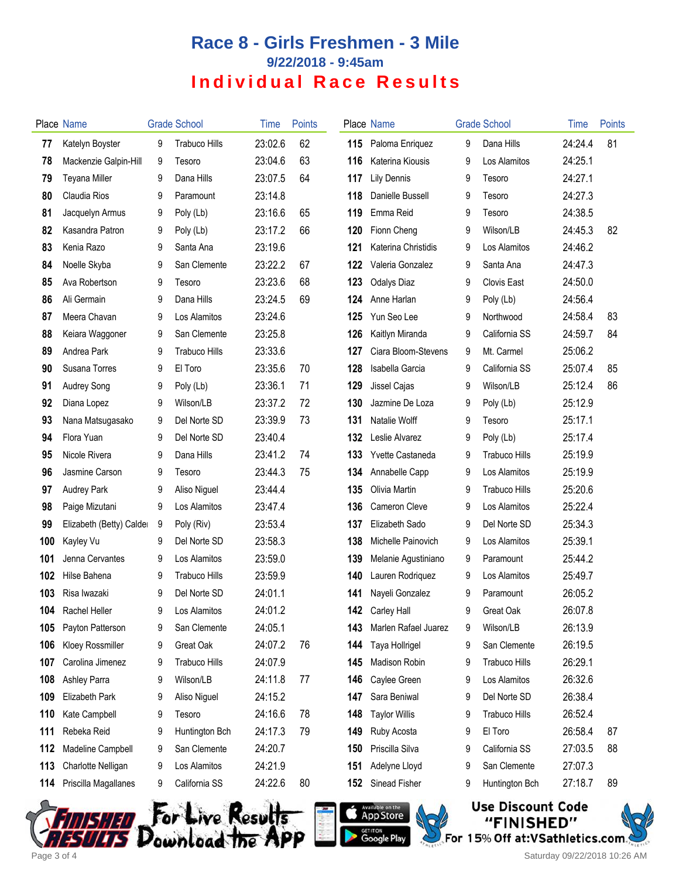# Race 8 - Girls Freshmen - 3 Mile

## 9/22/2018 - 9:45am

## Individual Race Results

| Place | Name | Grade | School | Time | Points |
|---|---|---|---|---|---|
| 77 | Katelyn Boyster | 9 | Trabuco Hills | 23:02.6 | 62 |
| 78 | Mackenzie Galpin-Hill | 9 | Tesoro | 23:04.6 | 63 |
| 79 | Teyana Miller | 9 | Dana Hills | 23:07.5 | 64 |
| 80 | Claudia Rios | 9 | Paramount | 23:14.8 | |
| 81 | Jacquelyn Armus | 9 | Poly (Lb) | 23:16.6 | 65 |
| 82 | Kasandra Patron | 9 | Poly (Lb) | 23:17.2 | 66 |
| 83 | Kenia Razo | 9 | Santa Ana | 23:19.6 | |
| 84 | Noelle Skyba | 9 | San Clemente | 23:22.2 | 67 |
| 85 | Ava Robertson | 9 | Tesoro | 23:23.6 | 68 |
| 86 | Ali Germain | 9 | Dana Hills | 23:24.5 | 69 |
| 87 | Meera Chavan | 9 | Los Alamitos | 23:24.6 | |
| 88 | Keiara Waggoner | 9 | San Clemente | 23:25.8 | |
| 89 | Andrea Park | 9 | Trabuco Hills | 23:33.6 | |
| 90 | Susana Torres | 9 | El Toro | 23:35.6 | 70 |
| 91 | Audrey Song | 9 | Poly (Lb) | 23:36.1 | 71 |
| 92 | Diana Lopez | 9 | Wilson/LB | 23:37.2 | 72 |
| 93 | Nana Matsugasako | 9 | Del Norte SD | 23:39.9 | 73 |
| 94 | Flora Yuan | 9 | Del Norte SD | 23:40.4 | |
| 95 | Nicole Rivera | 9 | Dana Hills | 23:41.2 | 74 |
| 96 | Jasmine Carson | 9 | Tesoro | 23:44.3 | 75 |
| 97 | Audrey Park | 9 | Aliso Niguel | 23:44.4 | |
| 98 | Paige Mizutani | 9 | Los Alamitos | 23:47.4 | |
| 99 | Elizabeth (Betty) Calde | 9 | Poly (Riv) | 23:53.4 | |
| 100 | Kayley Vu | 9 | Del Norte SD | 23:58.3 | |
| 101 | Jenna Cervantes | 9 | Los Alamitos | 23:59.0 | |
| 102 | Hilse Bahena | 9 | Trabuco Hills | 23:59.9 | |
| 103 | Risa Iwazaki | 9 | Del Norte SD | 24:01.1 | |
| 104 | Rachel Heller | 9 | Los Alamitos | 24:01.2 | |
| 105 | Payton Patterson | 9 | San Clemente | 24:05.1 | |
| 106 | Kloey Rossmiller | 9 | Great Oak | 24:07.2 | 76 |
| 107 | Carolina Jimenez | 9 | Trabuco Hills | 24:07.9 | |
| 108 | Ashley Parra | 9 | Wilson/LB | 24:11.8 | 77 |
| 109 | Elizabeth Park | 9 | Aliso Niguel | 24:15.2 | |
| 110 | Kate Campbell | 9 | Tesoro | 24:16.6 | 78 |
| 111 | Rebeka Reid | 9 | Huntington Bch | 24:17.3 | 79 |
| 112 | Madeline Campbell | 9 | San Clemente | 24:20.7 | |
| 113 | Charlotte Nelligan | 9 | Los Alamitos | 24:21.9 | |
| 114 | Priscilla Magallanes | 9 | California SS | 24:22.6 | 80 |
| 115 | Paloma Enriquez | 9 | Dana Hills | 24:24.4 | 81 |
| 116 | Katerina Kiousis | 9 | Los Alamitos | 24:25.1 | |
| 117 | Lily Dennis | 9 | Tesoro | 24:27.1 | |
| 118 | Danielle Bussell | 9 | Tesoro | 24:27.3 | |
| 119 | Emma Reid | 9 | Tesoro | 24:38.5 | |
| 120 | Fionn Cheng | 9 | Wilson/LB | 24:45.3 | 82 |
| 121 | Katerina Christidis | 9 | Los Alamitos | 24:46.2 | |
| 122 | Valeria Gonzalez | 9 | Santa Ana | 24:47.3 | |
| 123 | Odalys Diaz | 9 | Clovis East | 24:50.0 | |
| 124 | Anne Harlan | 9 | Poly (Lb) | 24:56.4 | |
| 125 | Yun Seo Lee | 9 | Northwood | 24:58.4 | 83 |
| 126 | Kaitlyn Miranda | 9 | California SS | 24:59.7 | 84 |
| 127 | Ciara Bloom-Stevens | 9 | Mt. Carmel | 25:06.2 | |
| 128 | Isabella Garcia | 9 | California SS | 25:07.4 | 85 |
| 129 | Jissel Cajas | 9 | Wilson/LB | 25:12.4 | 86 |
| 130 | Jazmine De Loza | 9 | Poly (Lb) | 25:12.9 | |
| 131 | Natalie Wolff | 9 | Tesoro | 25:17.1 | |
| 132 | Leslie Alvarez | 9 | Poly (Lb) | 25:17.4 | |
| 133 | Yvette Castaneda | 9 | Trabuco Hills | 25:19.9 | |
| 134 | Annabelle Capp | 9 | Los Alamitos | 25:19.9 | |
| 135 | Olivia Martin | 9 | Trabuco Hills | 25:20.6 | |
| 136 | Cameron Cleve | 9 | Los Alamitos | 25:22.4 | |
| 137 | Elizabeth Sado | 9 | Del Norte SD | 25:34.3 | |
| 138 | Michelle Painovich | 9 | Los Alamitos | 25:39.1 | |
| 139 | Melanie Agustiniano | 9 | Paramount | 25:44.2 | |
| 140 | Lauren Rodriquez | 9 | Los Alamitos | 25:49.7 | |
| 141 | Nayeli Gonzalez | 9 | Paramount | 26:05.2 | |
| 142 | Carley Hall | 9 | Great Oak | 26:07.8 | |
| 143 | Marlen Rafael Juarez | 9 | Wilson/LB | 26:13.9 | |
| 144 | Taya Hollrigel | 9 | San Clemente | 26:19.5 | |
| 145 | Madison Robin | 9 | Trabuco Hills | 26:29.1 | |
| 146 | Caylee Green | 9 | Los Alamitos | 26:32.6 | |
| 147 | Sara Beniwal | 9 | Del Norte SD | 26:38.4 | |
| 148 | Taylor Willis | 9 | Trabuco Hills | 26:52.4 | |
| 149 | Ruby Acosta | 9 | El Toro | 26:58.4 | 87 |
| 150 | Priscilla Silva | 9 | California SS | 27:03.5 | 88 |
| 151 | Adelyne Lloyd | 9 | San Clemente | 27:07.3 | |
| 152 | Sinead Fisher | 9 | Huntington Bch | 27:18.7 | 89 |

Finished Results — For Live Results Download the App — Available on the App Store / Get it on Google Play

Use Discount Code "FINISHED" For 15% Off at:VSathletics.com

Saturday 09/22/2018 10:26 AM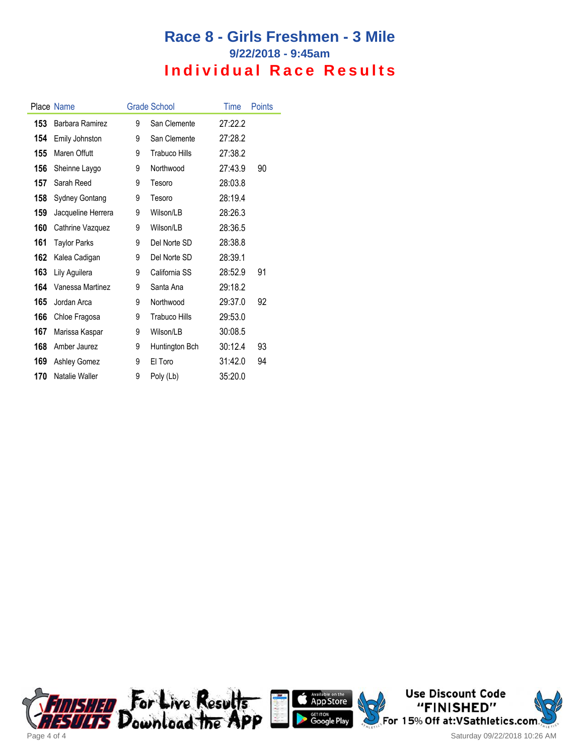# Race 8 - Girls Freshmen - 3 Mile

## 9/22/2018 - 9:45am

## Individual Race Results

| Place | Name | Grade | School | Time | Points |
|---|---|---|---|---|---|
| 153 | Barbara Ramirez | 9 | San Clemente | 27:22.2 | |
| 154 | Emily Johnston | 9 | San Clemente | 27:28.2 | |
| 155 | Maren Offutt | 9 | Trabuco Hills | 27:38.2 | |
| 156 | Sheinne Laygo | 9 | Northwood | 27:43.9 | 90 |
| 157 | Sarah Reed | 9 | Tesoro | 28:03.8 | |
| 158 | Sydney Gontang | 9 | Tesoro | 28:19.4 | |
| 159 | Jacqueline Herrera | 9 | Wilson/LB | 28:26.3 | |
| 160 | Cathrine Vazquez | 9 | Wilson/LB | 28:36.5 | |
| 161 | Taylor Parks | 9 | Del Norte SD | 28:38.8 | |
| 162 | Kalea Cadigan | 9 | Del Norte SD | 28:39.1 | |
| 163 | Lily Aguilera | 9 | California SS | 28:52.9 | 91 |
| 164 | Vanessa Martinez | 9 | Santa Ana | 29:18.2 | |
| 165 | Jordan Arca | 9 | Northwood | 29:37.0 | 92 |
| 166 | Chloe Fragosa | 9 | Trabuco Hills | 29:53.0 | |
| 167 | Marissa Kaspar | 9 | Wilson/LB | 30:08.5 | |
| 168 | Amber Jaurez | 9 | Huntington Bch | 30:12.4 | 93 |
| 169 | Ashley Gomez | 9 | El Toro | 31:42.0 | 94 |
| 170 | Natalie Waller | 9 | Poly (Lb) | 35:20.0 | |

For Live Results Download the App

Use Discount Code "FINISHED" For 15% Off at:VSathletics.com

Saturday 09/22/2018 10:26 AM